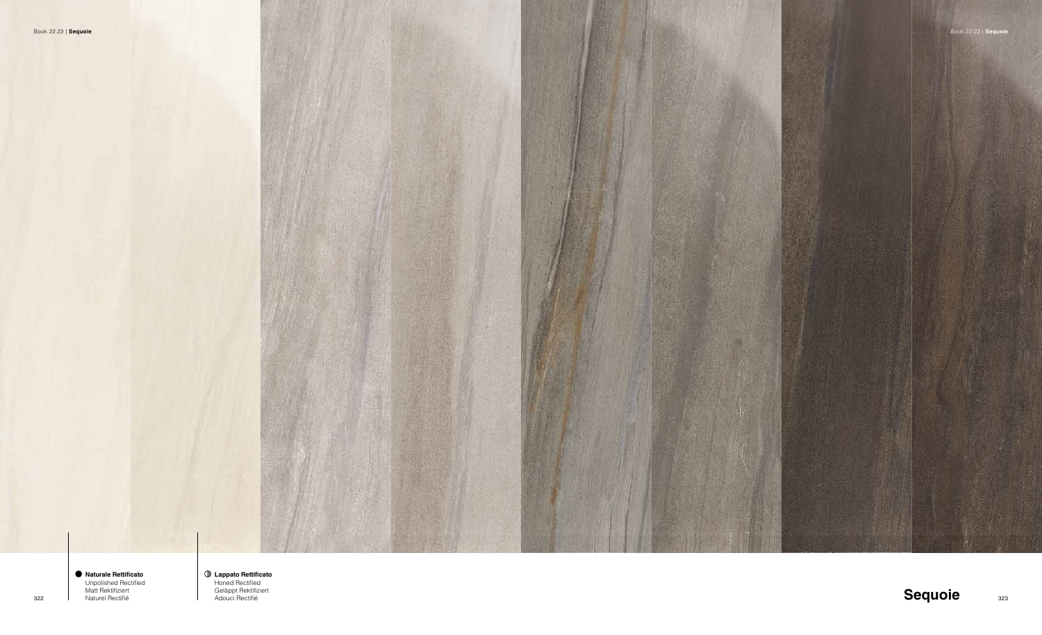# Sequoie

**Naturale Rettificato**
Unpolished Rectified
Matt Rektifiziert
Naturel Rectifié

**Lappato Rettificato**
Honed Rectified
Geläppt Rektifiziert
Adouci Rectifié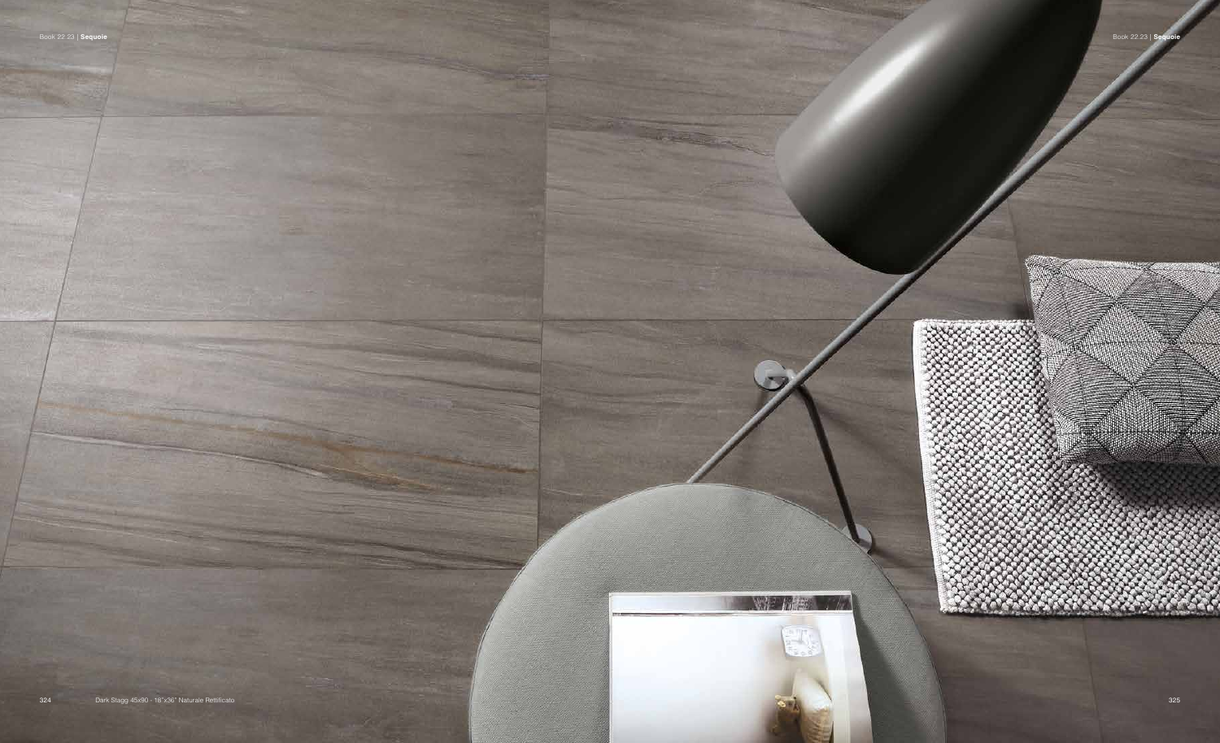Dark Stagg 45x90 - 18"x36" Naturale Rettificato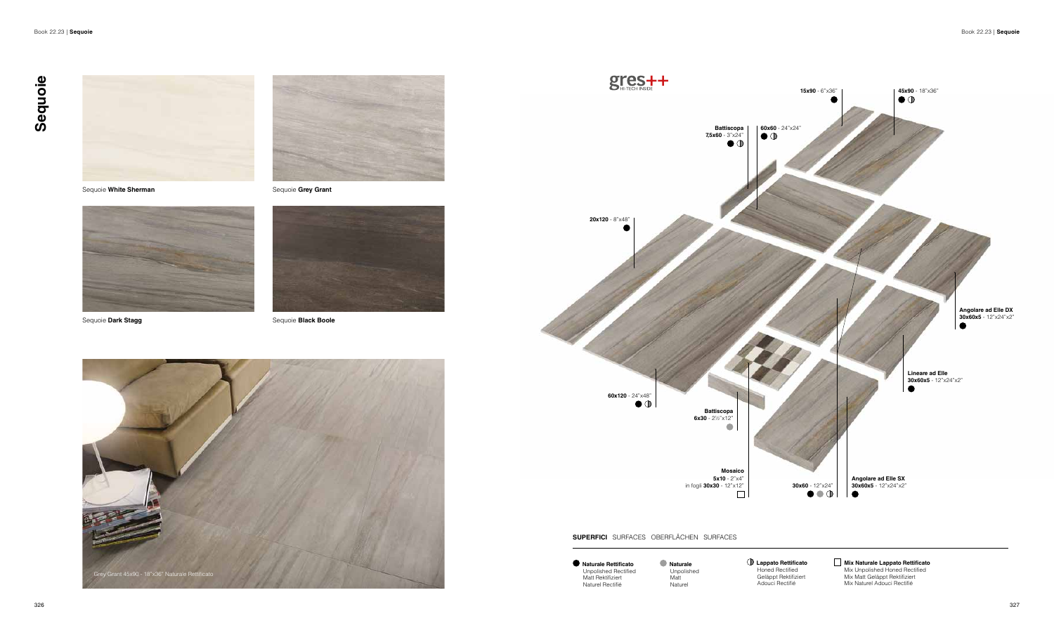# Sequoie

Sequoie **White Sherman**

Sequoie **Grey Grant**

Sequoie **Dark Stagg**

Sequoie **Black Boole**

Grey Grant 45x90 - 18"x36" Naturale Rettificato

gres++ HI-TECH INSIDE

**15x90** - 6"x36" ●

**45x90** - 18"x36" ● ◑

**Battiscopa 7,5x60** - 3"x24" ● ◑

**60x60** - 24"x24" ● ◑

**20x120** - 8"x48" ●

**Angolare ad Elle DX 30x60x5** - 12"x24"x2" ●

**Lineare ad Elle 30x60x5** - 12"x24"x2" ●

**60x120** - 24"x48" ● ◑

**Battiscopa 6x30** - 2½"x12" ●

**Mosaico 5x10** - 2"x4" in fogli **30x30** - 12"x12" □

**30x60** - 12"x24" ● ● ◑

**Angolare ad Elle SX 30x60x5** - 12"x24"x2" ●

**SUPERFICI** SURFACES OBERFLÄCHEN SURFACES

- ● **Naturale Rettificato** Unpolished Rectified, Matt Rektifiziert, Naturel Rectifié
- ● **Naturale** Unpolished, Matt, Naturel
- ◑ **Lappato Rettificato** Honed Rectified, Geläppt Rektifiziert, Adouci Rectifié
- □ **Mix Naturale Lappato Rettificato** Mix Unpolished Honed Rectified, Mix Matt Geläppt Rektifiziert, Mix Naturel Adouci Rectifié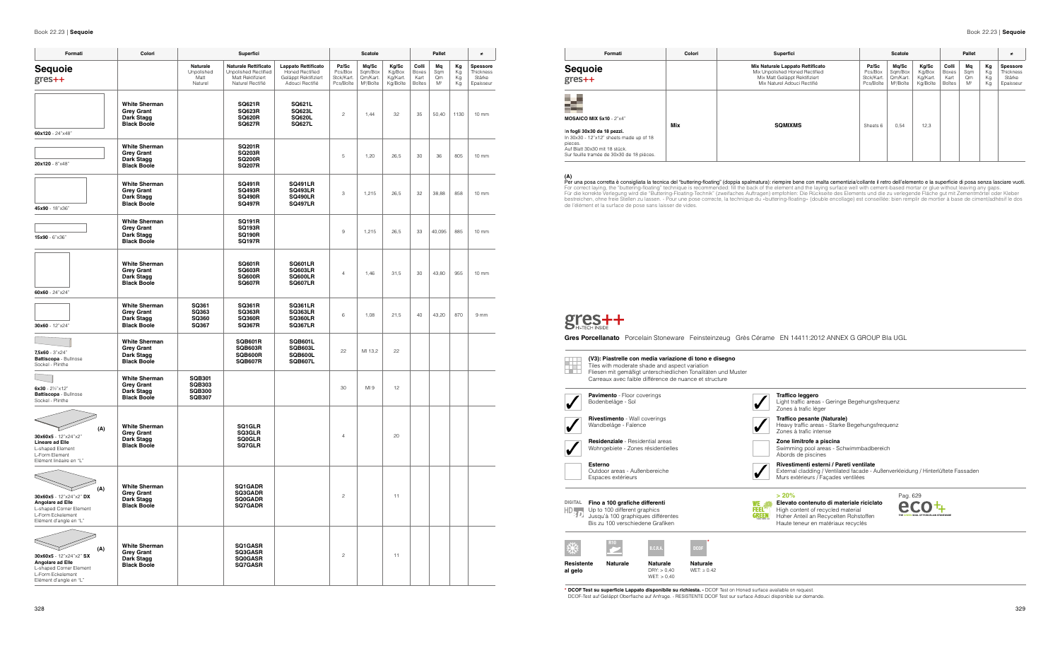| Formati | Colori | Superfici | | | Scatole | | | Pallet | | | ≠ |
|---|---|---|---|---|---|---|---|---|---|---|---|
| **Sequoie** gres++ | | Naturale Unpolished Matt Naturel | Naturale Rettificato Unpolished Rectified Matt Rektifiziert Naturel Rectifié | Lappato Rettificato Honed Rectified Geläppt Rektifiziert Adouci Rectifié | Pz/Sc Pcs/Box Stck/Kart. Pcs/Boîte | Mq/Sc Sqm/Box Qm/Kart. M²/Boîte | Kg/Sc Kg/Box Kg/Kart. Kg/Boîte | Colli Boxes Kart Boîtes | Mq Sqm Qm M² | Kg Kg Kg Kg | Spessore Thickness Stärke Epaisseur |
| 60x120 - 24"x48" | **White Sherman** **Grey Grant** **Dark Stagg** **Black Boole** | | **SQ621R** **SQ623R** **SQ620R** **SQ627R** | **SQ621L** **SQ623L** **SQ620L** **SQ627L** | 2 | 1,44 | 32 | 35 | 50,40 | 1130 | 10 mm |
| 20x120 - 8"x48" | **White Sherman** **Grey Grant** **Dark Stagg** **Black Boole** | | **SQ201R** **SQ203R** **SQ200R** **SQ207R** | | 5 | 1,20 | 26,5 | 30 | 36 | 805 | 10 mm |
| 45x90 - 18"x36" | **White Sherman** **Grey Grant** **Dark Stagg** **Black Boole** | | **SQ491R** **SQ493R** **SQ490R** **SQ497R** | **SQ491LR** **SQ493LR** **SQ490LR** **SQ497LR** | 3 | 1,215 | 26,5 | 32 | 38,88 | 858 | 10 mm |
| 15x90 - 6"x36" | **White Sherman** **Grey Grant** **Dark Stagg** **Black Boole** | | **SQ191R** **SQ193R** **SQ190R** **SQ197R** | | 9 | 1,215 | 26,5 | 33 | 40,095 | 885 | 10 mm |
| 60x60 - 24"x24" | **White Sherman** **Grey Grant** **Dark Stagg** **Black Boole** | | **SQ601R** **SQ603R** **SQ600R** **SQ607R** | **SQ601LR** **SQ603LR** **SQ600LR** **SQ607LR** | 4 | 1,46 | 31,5 | 30 | 43,80 | 955 | 10 mm |
| 30x60 - 12"x24" | **White Sherman** **Grey Grant** **Dark Stagg** **Black Boole** | **SQ361** **SQ363** **SQ360** **SQ367** | **SQ361R** **SQ363R** **SQ360R** **SQ367R** | **SQ361LR** **SQ363LR** **SQ360LR** **SQ367LR** | 6 | 1,08 | 21,5 | 40 | 43,20 | 870 | 9 mm |
| 7,5x60 - 3"x24" **Battiscopa** - Bullnose Sockel - Plinthe | **White Sherman** **Grey Grant** **Dark Stagg** **Black Boole** | | **SQB601R** **SQB603R** **SQB600R** **SQB607R** | **SQB601L** **SQB603L** **SQB600L** **SQB607L** | 22 | Ml 13,2 | 22 | | | | |
| 6x30 - 2½"x12" **Battiscopa** - Bullnose Sockel - Plinthe | **White Sherman** **Grey Grant** **Dark Stagg** **Black Boole** | **SQB301** **SQB303** **SQB300** **SQB307** | | | 30 | Ml 9 | 12 | | | | |
| (A) 30x60x5 - 12"x24"x2" **Lineare ad Elle** L-shaped Element L-Form Element Elément linéaire en "L" | **White Sherman** **Grey Grant** **Dark Stagg** **Black Boole** | | **SQ1GLR** **SQ3GLR** **SQ0GLR** **SQ7GLR** | | 4 | | 20 | | | | |
| (A) 30x60x5 - 12"x24"x2" **DX** **Angolare ad Elle** L-shaped Corner Element L-Form Eckelement Elément d'angle en "L" | **White Sherman** **Grey Grant** **Dark Stagg** **Black Boole** | | **SQ1GADR** **SQ3GADR** **SQ0GADR** **SQ7GADR** | | 2 | | 11 | | | | |
| (A) 30x60x5 - 12"x24"x2" **SX** **Angolare ad Elle** L-shaped Corner Element L-Form Eckelement Elément d'angle en "L" | **White Sherman** **Grey Grant** **Dark Stagg** **Black Boole** | | **SQ1GASR** **SQ3GASR** **SQ0GASR** **SQ7GASR** | | 2 | | 11 | | | | |

| Formati | Colori | Superfici | Scatole | | | Pallet | | | ≠ |
|---|---|---|---|---|---|---|---|---|---|
| **Sequoie** gres++ | | Mix Naturale Lappato Rettificato Mix Unpolished Honed Rectified Mix Matt Geläppt Rektifiziert Mix Naturel Adouci Rectifié | Pz/Sc Pcs/Box Stck/Kart. Pcs/Boîte | Mq/Sc Sqm/Box Qm/Kart. M²/Boîte | Kg/Sc Kg/Box Kg/Kart. Kg/Boîte | Colli Boxes Kart Boîtes | Mq Sqm Qm M² | Kg Kg Kg Kg | Spessore Thickness Stärke Epaisseur |
| **MOSAICO MIX 5x10** - 2"x4" **In fogli 30x30 da 18 pezzi.** In 30x30 - 12"x12" sheets made up of 18 pieces. Auf Blatt 30x30 mit 18 stück. Sur feuille tramée de 30x30 de 18 pièces. | **Mix** | **SQMIXMS** | Sheets 6 | 0,54 | 12,3 | | | | |

**(A)**
Per una posa corretta è consigliata la tecnica del "buttering-floating" (doppia spalmatura): riempire bene con malta cementizia/collante il retro dell'elemento e la superficie di posa senza lasciare vuoti.
For correct laying, the "buttering-floating" technique is recommended: fill the back of the element and the laying surface well with cement-based mortar or glue without leaving any gaps.
Für die korrekte Verlegung wird die "Buttering-Floating-Technik" (zweifaches Auftragen) empfohlen: Die Rückseite des Elements und die zu verlegende Fläche gut mit Zementmörtel oder Kleber bestreichen, ohne freie Stellen zu lassen. - Pour une pose correcte, la technique du «buttering-floating» (double encollage) est conseillée: bien remplir de mortier à base de ciment/adhésif le dos de l'élément et la surface de pose sans laisser de vides.

gres++ HI-TECH INSIDE

**Gres Porcellanato** Porcelain Stoneware Feinsteinzeug Grès Cérame EN 14411:2012 ANNEX G GROUP BIa UGL

**(V3): Piastrelle con media variazione di tono e disegno**
Tiles with moderate shade and aspect variation
Fliesen mit gemäßigt unterschiedlichen Tonalitäten und Muster
Carreaux avec faible différence de nuance et structure

- ✓ **Pavimento** - Floor coverings / Bodenbeläge - Sol
- ✓ **Rivestimento** - Wall coverings / Wandbeläge - Faïence
- ✓ **Residenziale** - Residential areas / Wohngebiete - Zones résidentielles
- **Esterno** - Outdoor areas - Außenbereiche / Espaces extérieurs
- ✓ **Traffico leggero** - Light traffic areas - Geringe Begehungsfrequenz / Zones à trafic léger
- ✓ **Traffico pesante (Naturale)** - Heavy traffic areas - Starke Begehungsfrequenz / Zones à trafic intense
- **Zone limitrofe a piscina** - Swimming pool areas - Schwimmbadbereich / Abords de piscines
- ✓ **Rivestimenti esterni / Pareti ventilate** - External cladding / Ventilated facade - Außenverkleidung / Hinterlüftete Fassaden / Murs extérieurs / Façades ventilées

DIGITAL HD
**Fino a 100 grafiche differenti**
Up to 100 different graphics
Jusqu'à 100 graphiques différentes
Bis zu 100 verschiedene Grafiken

> 20%
**Elevato contenuto di materiale riciclato**
High content of recycled material
Hoher Anteil an Recycelten Rohstoffen
Haute teneur en matériaux recyclés

Pag. 629

**Resistente al gelo**

R10 **Naturale**

B.C.R.A. **Naturale** DRY: > 0,40 WET: > 0,40

DCOF* **Naturale** WET: ≥ 0,42

* **DCOF Test su superficie Lappato disponibile su richiesta.** - DCOF Test on Honed surface available on request.
DCOF-Test auf Geläppt Oberfläche auf Anfrage. - RESISTENTE DCOF Test sur surface Adouci disponible sur demande.